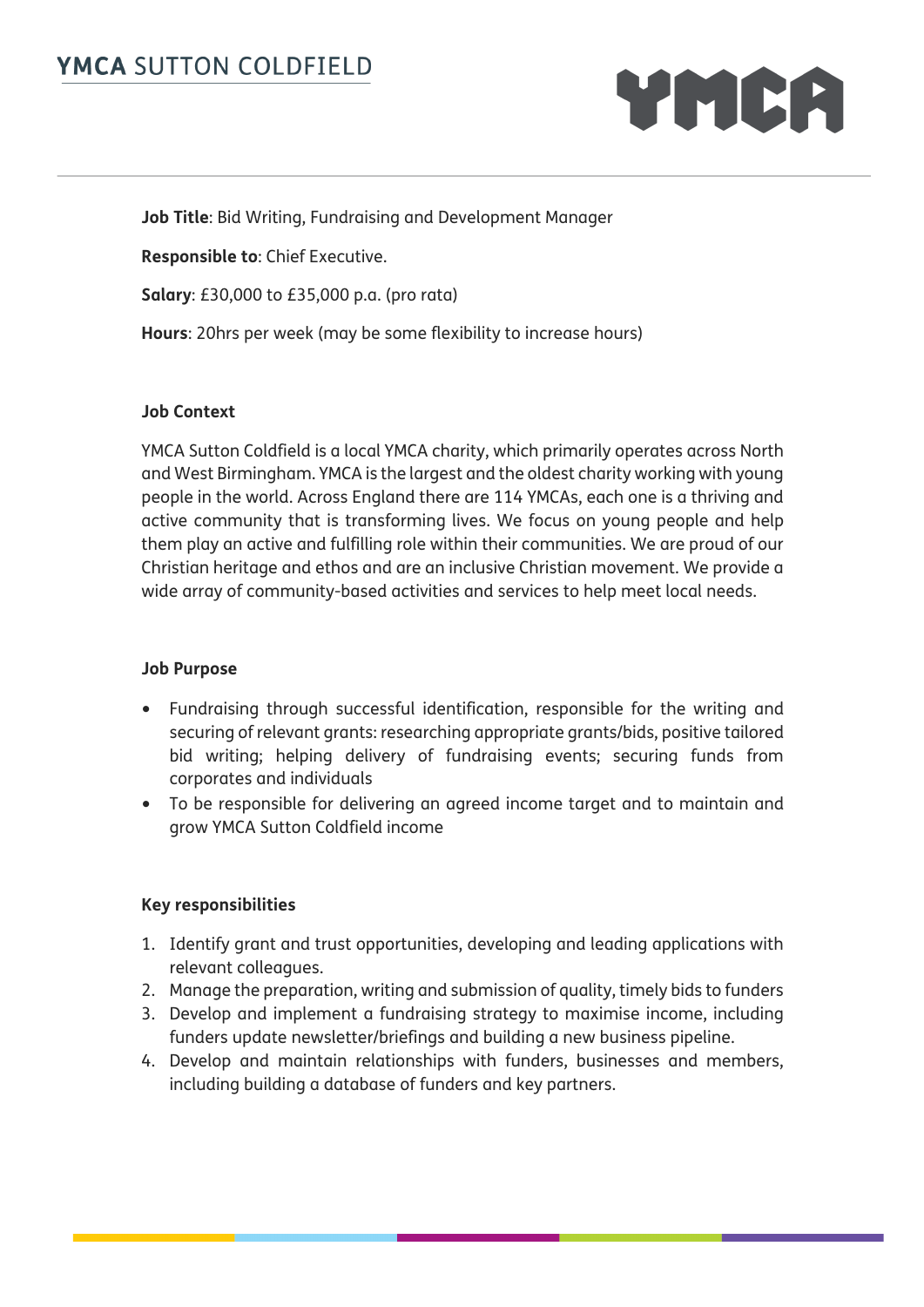**Job Title**: Bid Writing, Fundraising and Development Manager

**Responsible to**: Chief Executive.

**Salary**: £30,000 to £35,000 p.a. (pro rata)

**Hours**: 20hrs per week (may be some flexibility to increase hours)

**Job Context**

YMCA Sutton Coldfield is a local YMCA charity, which primarily operates across North and West Birmingham. YMCA is the largest and the oldest charity working with young people in the world. Across England there are 114 YMCAs, each one is a thriving and active community that is transforming lives. We focus on young people and help them play an active and fulfilling role within their communities. We are proud of our Christian heritage and ethos and are an inclusive Christian movement. We provide a wide array of community-based activities and services to help meet local needs.

**Job Purpose**

- Fundraising through successful identification, responsible for the writing and securing of relevant grants: researching appropriate grants/bids, positive tailored bid writing; helping delivery of fundraising events; securing funds from corporates and individuals
- To be responsible for delivering an agreed income target and to maintain and grow YMCA Sutton Coldfield income

**Key responsibilities**

1. Identify grant and trust opportunities, developing and leading applications with relevant colleagues.
2. Manage the preparation, writing and submission of quality, timely bids to funders
3. Develop and implement a fundraising strategy to maximise income, including funders update newsletter/briefings and building a new business pipeline.
4. Develop and maintain relationships with funders, businesses and members, including building a database of funders and key partners.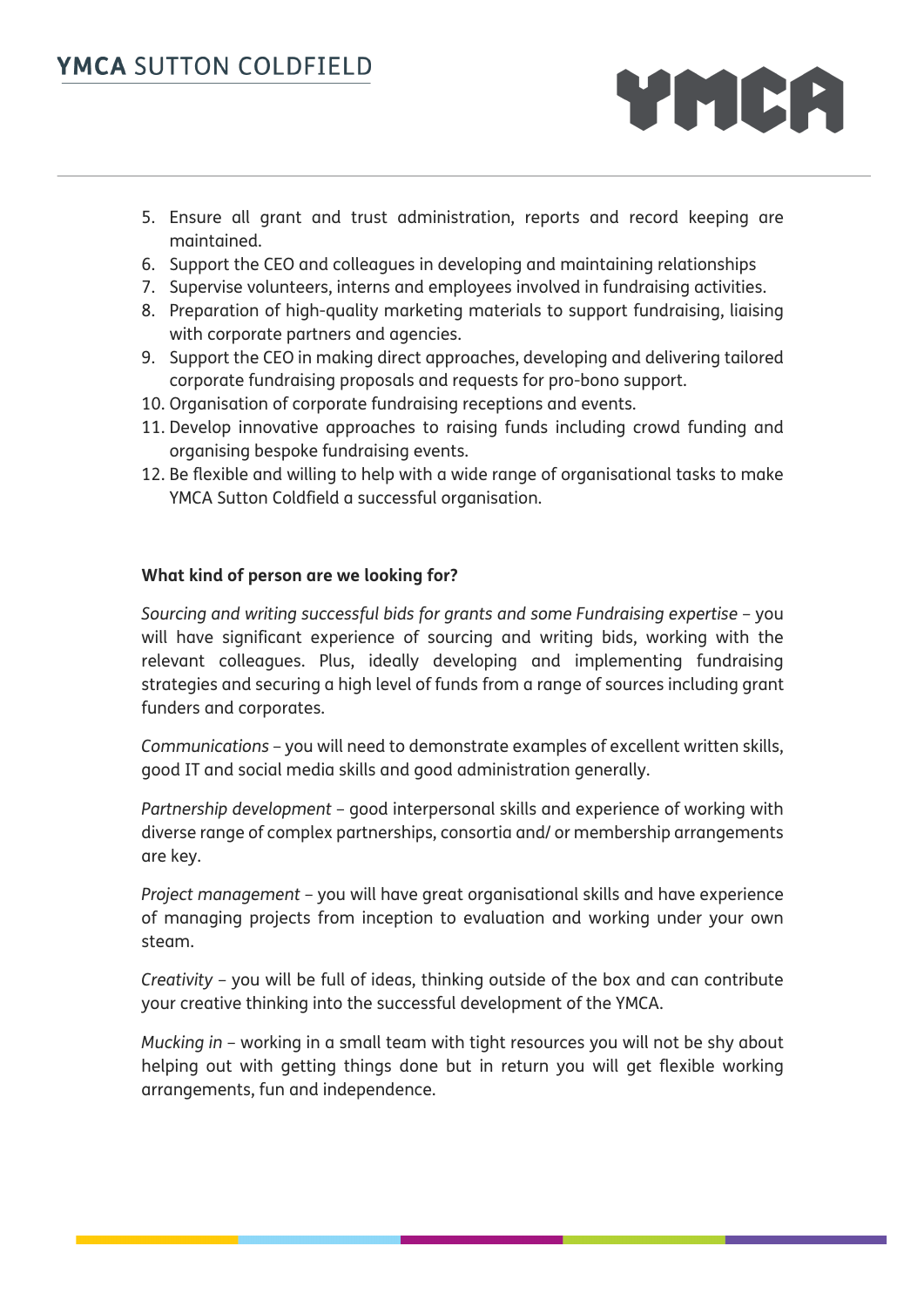5. Ensure all grant and trust administration, reports and record keeping are maintained.
6. Support the CEO and colleagues in developing and maintaining relationships
7. Supervise volunteers, interns and employees involved in fundraising activities.
8. Preparation of high-quality marketing materials to support fundraising, liaising with corporate partners and agencies.
9. Support the CEO in making direct approaches, developing and delivering tailored corporate fundraising proposals and requests for pro-bono support.
10. Organisation of corporate fundraising receptions and events.
11. Develop innovative approaches to raising funds including crowd funding and organising bespoke fundraising events.
12. Be flexible and willing to help with a wide range of organisational tasks to make YMCA Sutton Coldfield a successful organisation.

**What kind of person are we looking for?**

*Sourcing and writing successful bids for grants and some Fundraising expertise* – you will have significant experience of sourcing and writing bids, working with the relevant colleagues. Plus, ideally developing and implementing fundraising strategies and securing a high level of funds from a range of sources including grant funders and corporates.

*Communications* – you will need to demonstrate examples of excellent written skills, good IT and social media skills and good administration generally.

*Partnership development* – good interpersonal skills and experience of working with diverse range of complex partnerships, consortia and/ or membership arrangements are key.

*Project management* – you will have great organisational skills and have experience of managing projects from inception to evaluation and working under your own steam.

*Creativity* – you will be full of ideas, thinking outside of the box and can contribute your creative thinking into the successful development of the YMCA.

*Mucking in* – working in a small team with tight resources you will not be shy about helping out with getting things done but in return you will get flexible working arrangements, fun and independence.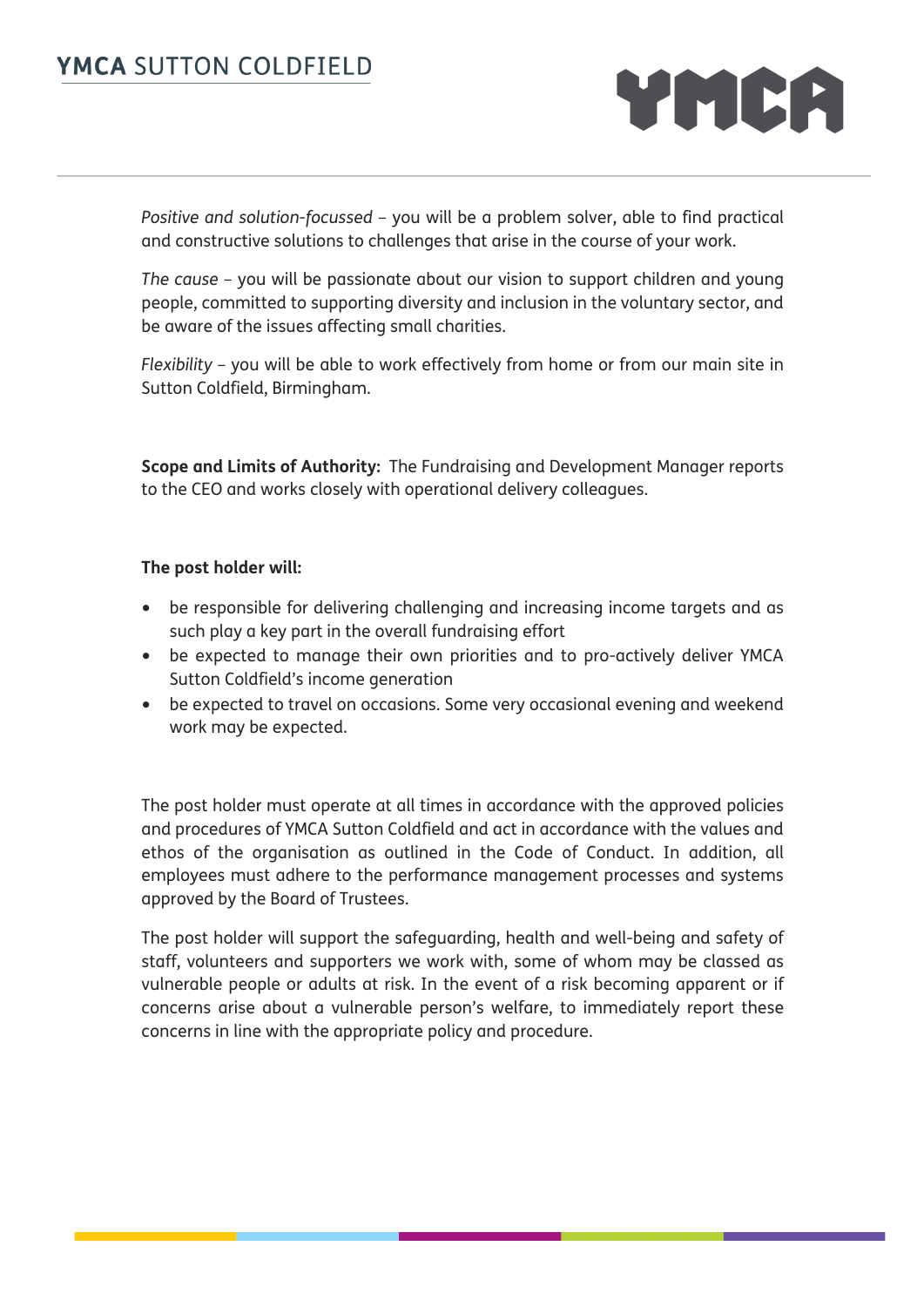*Positive and solution-focussed* – you will be a problem solver, able to find practical and constructive solutions to challenges that arise in the course of your work.

*The cause* – you will be passionate about our vision to support children and young people, committed to supporting diversity and inclusion in the voluntary sector, and be aware of the issues affecting small charities.

*Flexibility* – you will be able to work effectively from home or from our main site in Sutton Coldfield, Birmingham.

**Scope and Limits of Authority:** The Fundraising and Development Manager reports to the CEO and works closely with operational delivery colleagues.

**The post holder will:**

- be responsible for delivering challenging and increasing income targets and as such play a key part in the overall fundraising effort
- be expected to manage their own priorities and to pro-actively deliver YMCA Sutton Coldfield's income generation
- be expected to travel on occasions. Some very occasional evening and weekend work may be expected.

The post holder must operate at all times in accordance with the approved policies and procedures of YMCA Sutton Coldfield and act in accordance with the values and ethos of the organisation as outlined in the Code of Conduct. In addition, all employees must adhere to the performance management processes and systems approved by the Board of Trustees.

The post holder will support the safeguarding, health and well-being and safety of staff, volunteers and supporters we work with, some of whom may be classed as vulnerable people or adults at risk. In the event of a risk becoming apparent or if concerns arise about a vulnerable person's welfare, to immediately report these concerns in line with the appropriate policy and procedure.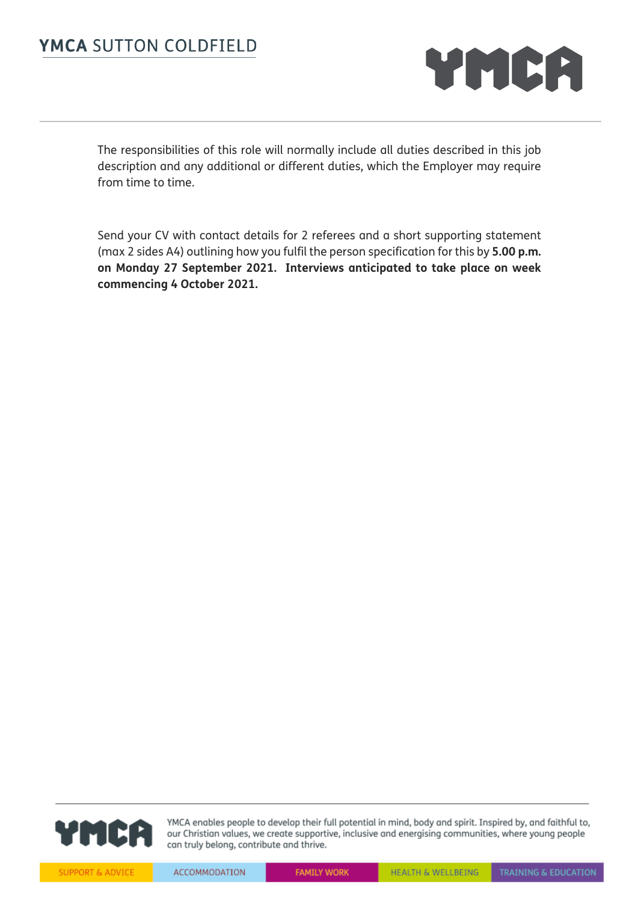The responsibilities of this role will normally include all duties described in this job description and any additional or different duties, which the Employer may require from time to time.

Send your CV with contact details for 2 referees and a short supporting statement (max 2 sides A4) outlining how you fulfil the person specification for this by **5.00 p.m. on Monday 27 September 2021. Interviews anticipated to take place on week commencing 4 October 2021.**